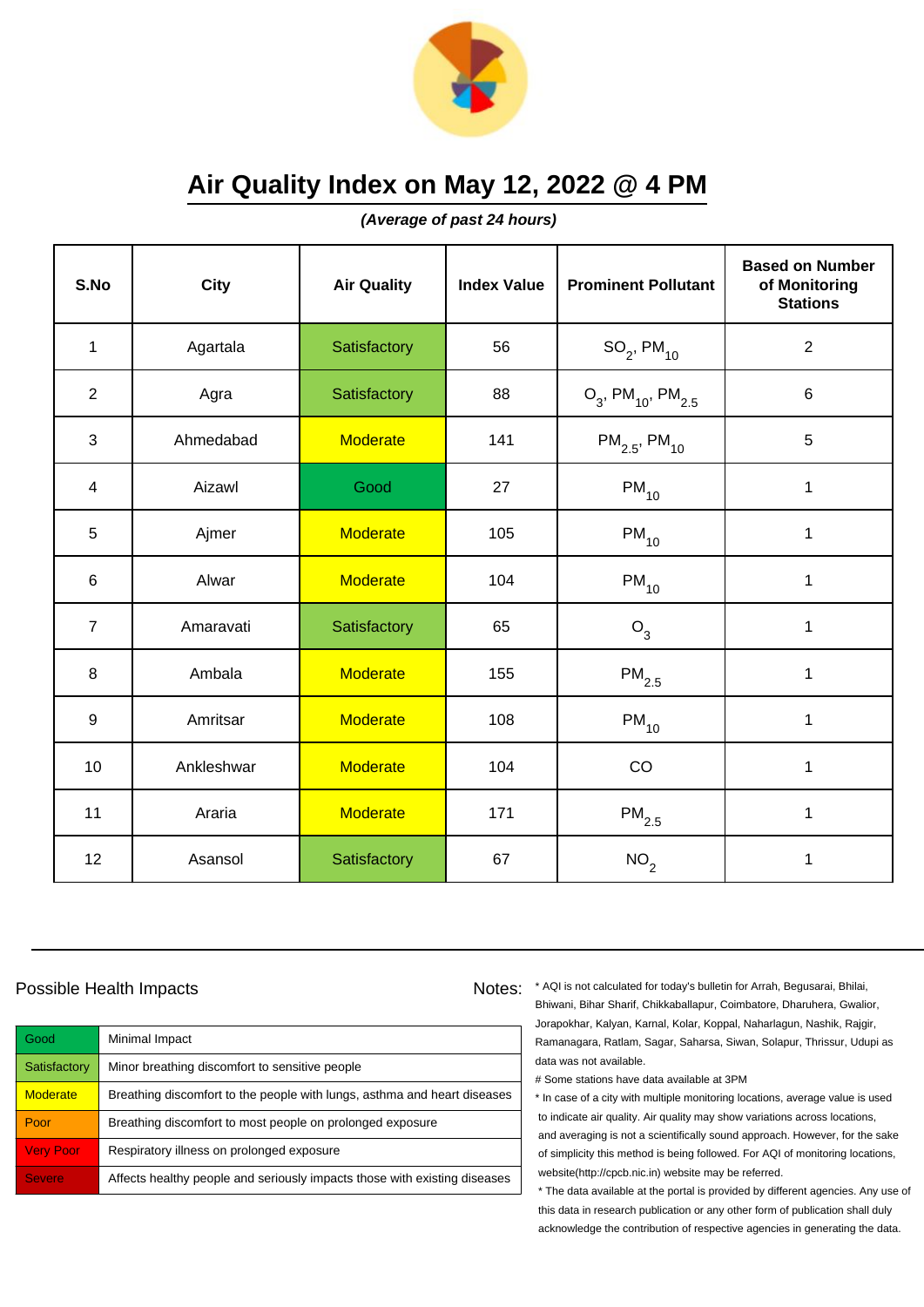# Air Quality Index on May 12, 2022 @ 4 PM

***(Average of past 24 hours)***

| S.No | City | Air Quality | Index Value | Prominent Pollutant | Based on Number of Monitoring Stations |
|---|---|---|---|---|---|
| 1 | Agartala | Satisfactory | 56 | $SO_2$, $PM_{10}$ | 2 |
| 2 | Agra | Satisfactory | 88 | $O_3$, $PM_{10}$, $PM_{2.5}$ | 6 |
| 3 | Ahmedabad | Moderate | 141 | $PM_{2.5}$, $PM_{10}$ | 5 |
| 4 | Aizawl | Good | 27 | $PM_{10}$ | 1 |
| 5 | Ajmer | Moderate | 105 | $PM_{10}$ | 1 |
| 6 | Alwar | Moderate | 104 | $PM_{10}$ | 1 |
| 7 | Amaravati | Satisfactory | 65 | $O_3$ | 1 |
| 8 | Ambala | Moderate | 155 | $PM_{2.5}$ | 1 |
| 9 | Amritsar | Moderate | 108 | $PM_{10}$ | 1 |
| 10 | Ankleshwar | Moderate | 104 | CO | 1 |
| 11 | Araria | Moderate | 171 | $PM_{2.5}$ | 1 |
| 12 | Asansol | Satisfactory | 67 | $NO_2$ | 1 |

## Possible Health Impacts

| | |
|---|---|
| Good | Minimal Impact |
| Satisfactory | Minor breathing discomfort to sensitive people |
| Moderate | Breathing discomfort to the people with lungs, asthma and heart diseases |
| Poor | Breathing discomfort to most people on prolonged exposure |
| Very Poor | Respiratory illness on prolonged exposure |
| Severe | Affects healthy people and seriously impacts those with existing diseases |

Notes:

\* AQI is not calculated for today's bulletin for Arrah, Begusarai, Bhilai, Bhiwani, Bihar Sharif, Chikkaballapur, Coimbatore, Dharuhera, Gwalior, Jorapokhar, Kalyan, Karnal, Kolar, Koppal, Naharlagun, Nashik, Rajgir, Ramanagara, Ratlam, Sagar, Saharsa, Siwan, Solapur, Thrissur, Udupi as data was not available.

# Some stations have data available at 3PM

\* In case of a city with multiple monitoring locations, average value is used to indicate air quality. Air quality may show variations across locations, and averaging is not a scientifically sound approach. However, for the sake of simplicity this method is being followed. For AQI of monitoring locations, website(http://cpcb.nic.in) website may be referred.

\* The data available at the portal is provided by different agencies. Any use of this data in research publication or any other form of publication shall duly acknowledge the contribution of respective agencies in generating the data.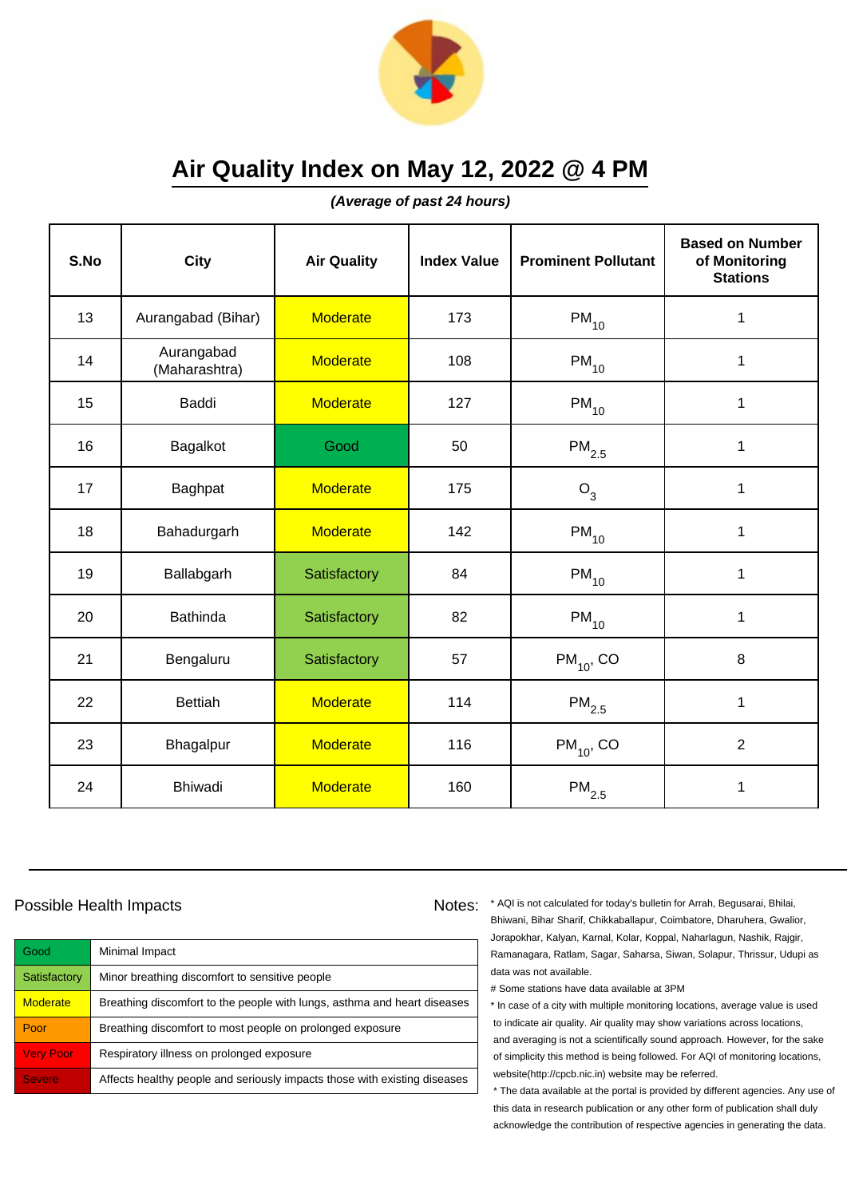# Air Quality Index on May 12, 2022 @ 4 PM

***(Average of past 24 hours)***

| S.No | City | Air Quality | Index Value | Prominent Pollutant | Based on Number of Monitoring Stations |
|---|---|---|---|---|---|
| 13 | Aurangabad (Bihar) | Moderate | 173 | $PM_{10}$ | 1 |
| 14 | Aurangabad (Maharashtra) | Moderate | 108 | $PM_{10}$ | 1 |
| 15 | Baddi | Moderate | 127 | $PM_{10}$ | 1 |
| 16 | Bagalkot | Good | 50 | $PM_{2.5}$ | 1 |
| 17 | Baghpat | Moderate | 175 | $O_3$ | 1 |
| 18 | Bahadurgarh | Moderate | 142 | $PM_{10}$ | 1 |
| 19 | Ballabgarh | Satisfactory | 84 | $PM_{10}$ | 1 |
| 20 | Bathinda | Satisfactory | 82 | $PM_{10}$ | 1 |
| 21 | Bengaluru | Satisfactory | 57 | $PM_{10}$, CO | 8 |
| 22 | Bettiah | Moderate | 114 | $PM_{2.5}$ | 1 |
| 23 | Bhagalpur | Moderate | 116 | $PM_{10}$, CO | 2 |
| 24 | Bhiwadi | Moderate | 160 | $PM_{2.5}$ | 1 |

Possible Health Impacts

| | |
|---|---|
| Good | Minimal Impact |
| Satisfactory | Minor breathing discomfort to sensitive people |
| Moderate | Breathing discomfort to the people with lungs, asthma and heart diseases |
| Poor | Breathing discomfort to most people on prolonged exposure |
| Very Poor | Respiratory illness on prolonged exposure |
| Severe | Affects healthy people and seriously impacts those with existing diseases |

Notes:

\* AQI is not calculated for today's bulletin for Arrah, Begusarai, Bhilai, Bhiwani, Bihar Sharif, Chikkaballapur, Coimbatore, Dharuhera, Gwalior, Jorapokhar, Kalyan, Karnal, Kolar, Koppal, Naharlagun, Nashik, Rajgir, Ramanagara, Ratlam, Sagar, Saharsa, Siwan, Solapur, Thrissur, Udupi as data was not available.

\# Some stations have data available at 3PM

\* In case of a city with multiple monitoring locations, average value is used to indicate air quality. Air quality may show variations across locations, and averaging is not a scientifically sound approach. However, for the sake of simplicity this method is being followed. For AQI of monitoring locations, website(http://cpcb.nic.in) website may be referred.

\* The data available at the portal is provided by different agencies. Any use of this data in research publication or any other form of publication shall duly acknowledge the contribution of respective agencies in generating the data.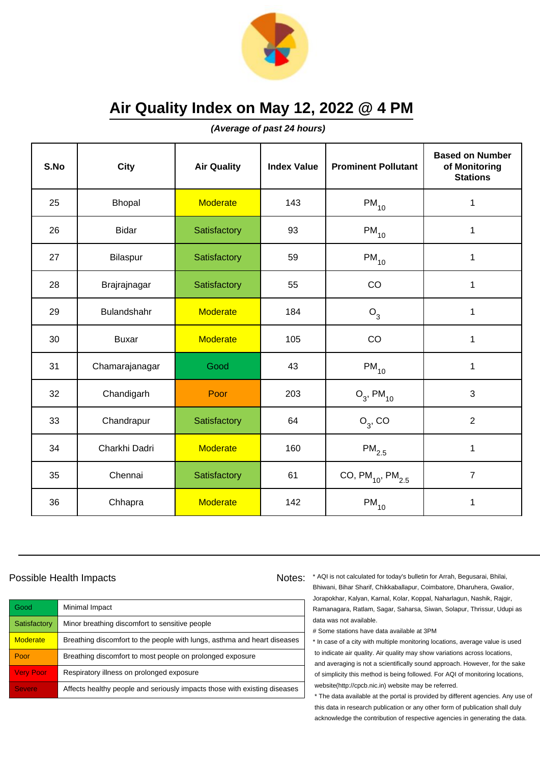# Air Quality Index on May 12, 2022 @ 4 PM

***(Average of past 24 hours)***

| S.No | City | Air Quality | Index Value | Prominent Pollutant | Based on Number of Monitoring Stations |
|---|---|---|---|---|---|
| 25 | Bhopal | Moderate | 143 | $PM_{10}$ | 1 |
| 26 | Bidar | Satisfactory | 93 | $PM_{10}$ | 1 |
| 27 | Bilaspur | Satisfactory | 59 | $PM_{10}$ | 1 |
| 28 | Brajrajnagar | Satisfactory | 55 | CO | 1 |
| 29 | Bulandshahr | Moderate | 184 | $O_3$ | 1 |
| 30 | Buxar | Moderate | 105 | CO | 1 |
| 31 | Chamarajanagar | Good | 43 | $PM_{10}$ | 1 |
| 32 | Chandigarh | Poor | 203 | $O_3$, $PM_{10}$ | 3 |
| 33 | Chandrapur | Satisfactory | 64 | $O_3$, CO | 2 |
| 34 | Charkhi Dadri | Moderate | 160 | $PM_{2.5}$ | 1 |
| 35 | Chennai | Satisfactory | 61 | CO, $PM_{10}$, $PM_{2.5}$ | 7 |
| 36 | Chhapra | Moderate | 142 | $PM_{10}$ | 1 |

## Possible Health Impacts

| | |
|---|---|
| Good | Minimal Impact |
| Satisfactory | Minor breathing discomfort to sensitive people |
| Moderate | Breathing discomfort to the people with lungs, asthma and heart diseases |
| Poor | Breathing discomfort to most people on prolonged exposure |
| Very Poor | Respiratory illness on prolonged exposure |
| Severe | Affects healthy people and seriously impacts those with existing diseases |

Notes:

* AQI is not calculated for today's bulletin for Arrah, Begusarai, Bhilai, Bhiwani, Bihar Sharif, Chikkaballapur, Coimbatore, Dharuhera, Gwalior, Jorapokhar, Kalyan, Karnal, Kolar, Koppal, Naharlagun, Nashik, Rajgir, Ramanagara, Ratlam, Sagar, Saharsa, Siwan, Solapur, Thrissur, Udupi as data was not available.

# Some stations have data available at 3PM

* In case of a city with multiple monitoring locations, average value is used to indicate air quality. Air quality may show variations across locations, and averaging is not a scientifically sound approach. However, for the sake of simplicity this method is being followed. For AQI of monitoring locations, website(http://cpcb.nic.in) website may be referred.

* The data available at the portal is provided by different agencies. Any use of this data in research publication or any other form of publication shall duly acknowledge the contribution of respective agencies in generating the data.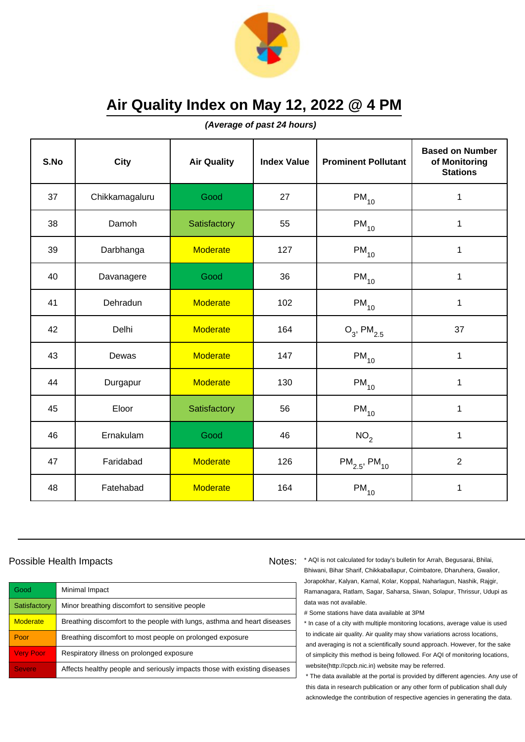# Air Quality Index on May 12, 2022 @ 4 PM

***(Average of past 24 hours)***

| S.No | City | Air Quality | Index Value | Prominent Pollutant | Based on Number of Monitoring Stations |
|---|---|---|---|---|---|
| 37 | Chikkamagaluru | Good | 27 | $PM_{10}$ | 1 |
| 38 | Damoh | Satisfactory | 55 | $PM_{10}$ | 1 |
| 39 | Darbhanga | Moderate | 127 | $PM_{10}$ | 1 |
| 40 | Davanagere | Good | 36 | $PM_{10}$ | 1 |
| 41 | Dehradun | Moderate | 102 | $PM_{10}$ | 1 |
| 42 | Delhi | Moderate | 164 | $O_3$, $PM_{2.5}$ | 37 |
| 43 | Dewas | Moderate | 147 | $PM_{10}$ | 1 |
| 44 | Durgapur | Moderate | 130 | $PM_{10}$ | 1 |
| 45 | Eloor | Satisfactory | 56 | $PM_{10}$ | 1 |
| 46 | Ernakulam | Good | 46 | $NO_2$ | 1 |
| 47 | Faridabad | Moderate | 126 | $PM_{2.5}$, $PM_{10}$ | 2 |
| 48 | Fatehabad | Moderate | 164 | $PM_{10}$ | 1 |

## Possible Health Impacts

| | |
|---|---|
| Good | Minimal Impact |
| Satisfactory | Minor breathing discomfort to sensitive people |
| Moderate | Breathing discomfort to the people with lungs, asthma and heart diseases |
| Poor | Breathing discomfort to most people on prolonged exposure |
| Very Poor | Respiratory illness on prolonged exposure |
| Severe | Affects healthy people and seriously impacts those with existing diseases |

Notes:

* AQI is not calculated for today's bulletin for Arrah, Begusarai, Bhilai, Bhiwani, Bihar Sharif, Chikkaballapur, Coimbatore, Dharuhera, Gwalior, Jorapokhar, Kalyan, Karnal, Kolar, Koppal, Naharlagun, Nashik, Rajgir, Ramanagara, Ratlam, Sagar, Saharsa, Siwan, Solapur, Thrissur, Udupi as data was not available.

# Some stations have data available at 3PM

* In case of a city with multiple monitoring locations, average value is used to indicate air quality. Air quality may show variations across locations, and averaging is not a scientifically sound approach. However, for the sake of simplicity this method is being followed. For AQI of monitoring locations, website(http://cpcb.nic.in) website may be referred.

* The data available at the portal is provided by different agencies. Any use of this data in research publication or any other form of publication shall duly acknowledge the contribution of respective agencies in generating the data.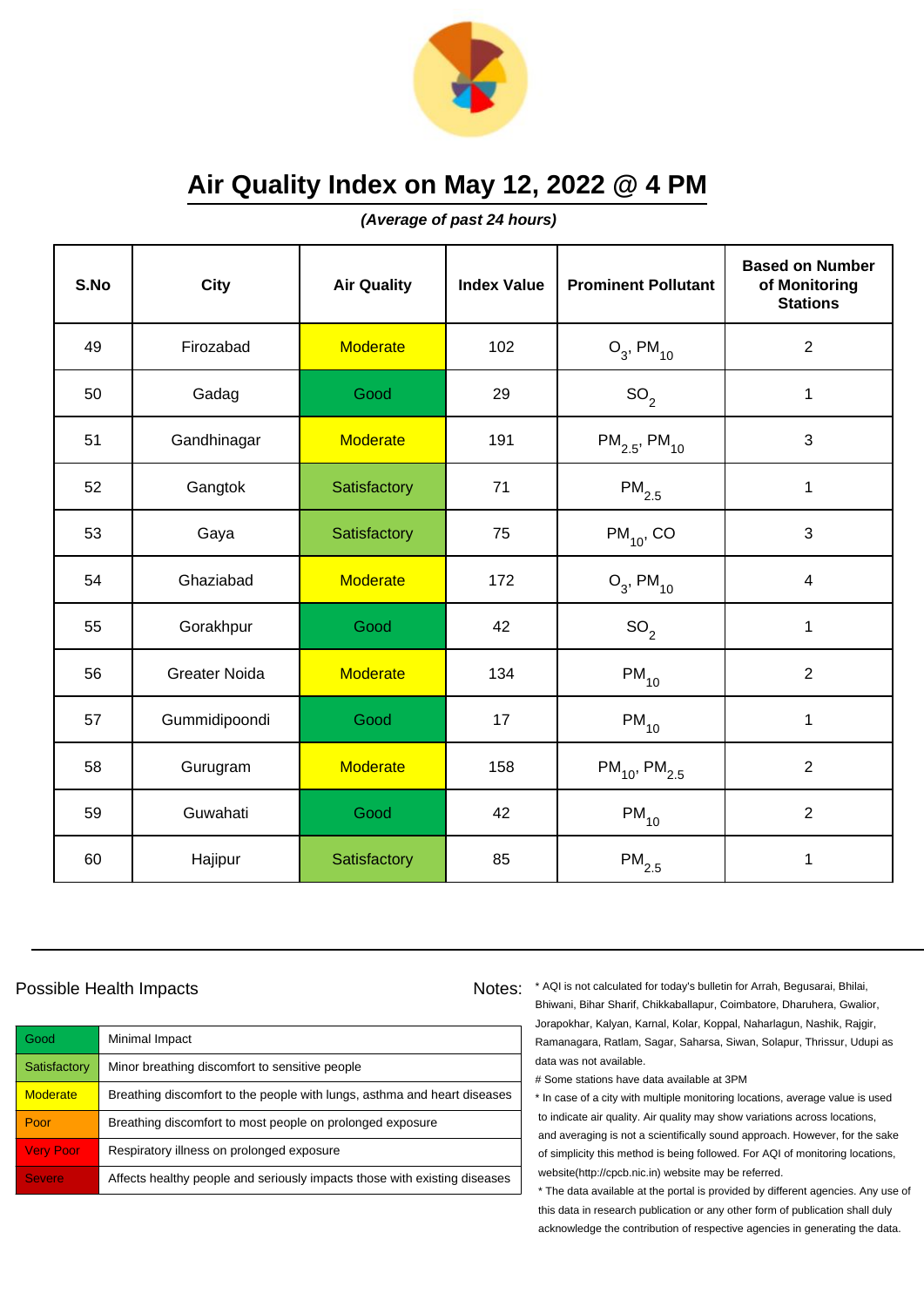# Air Quality Index on May 12, 2022 @ 4 PM

***(Average of past 24 hours)***

| S.No | City | Air Quality | Index Value | Prominent Pollutant | Based on Number of Monitoring Stations |
|---|---|---|---|---|---|
| 49 | Firozabad | Moderate | 102 | $O_3$, $PM_{10}$ | 2 |
| 50 | Gadag | Good | 29 | $SO_2$ | 1 |
| 51 | Gandhinagar | Moderate | 191 | $PM_{2.5}$, $PM_{10}$ | 3 |
| 52 | Gangtok | Satisfactory | 71 | $PM_{2.5}$ | 1 |
| 53 | Gaya | Satisfactory | 75 | $PM_{10}$, CO | 3 |
| 54 | Ghaziabad | Moderate | 172 | $O_3$, $PM_{10}$ | 4 |
| 55 | Gorakhpur | Good | 42 | $SO_2$ | 1 |
| 56 | Greater Noida | Moderate | 134 | $PM_{10}$ | 2 |
| 57 | Gummidipoondi | Good | 17 | $PM_{10}$ | 1 |
| 58 | Gurugram | Moderate | 158 | $PM_{10}$, $PM_{2.5}$ | 2 |
| 59 | Guwahati | Good | 42 | $PM_{10}$ | 2 |
| 60 | Hajipur | Satisfactory | 85 | $PM_{2.5}$ | 1 |

Possible Health Impacts

| | |
|---|---|
| Good | Minimal Impact |
| Satisfactory | Minor breathing discomfort to sensitive people |
| Moderate | Breathing discomfort to the people with lungs, asthma and heart diseases |
| Poor | Breathing discomfort to most people on prolonged exposure |
| Very Poor | Respiratory illness on prolonged exposure |
| Severe | Affects healthy people and seriously impacts those with existing diseases |

Notes:

* AQI is not calculated for today's bulletin for Arrah, Begusarai, Bhilai, Bhiwani, Bihar Sharif, Chikkaballapur, Coimbatore, Dharuhera, Gwalior, Jorapokhar, Kalyan, Karnal, Kolar, Koppal, Naharlagun, Nashik, Rajgir, Ramanagara, Ratlam, Sagar, Saharsa, Siwan, Solapur, Thrissur, Udupi as data was not available.

# Some stations have data available at 3PM

* In case of a city with multiple monitoring locations, average value is used to indicate air quality. Air quality may show variations across locations, and averaging is not a scientifically sound approach. However, for the sake of simplicity this method is being followed. For AQI of monitoring locations, website(http://cpcb.nic.in) website may be referred.

* The data available at the portal is provided by different agencies. Any use of this data in research publication or any other form of publication shall duly acknowledge the contribution of respective agencies in generating the data.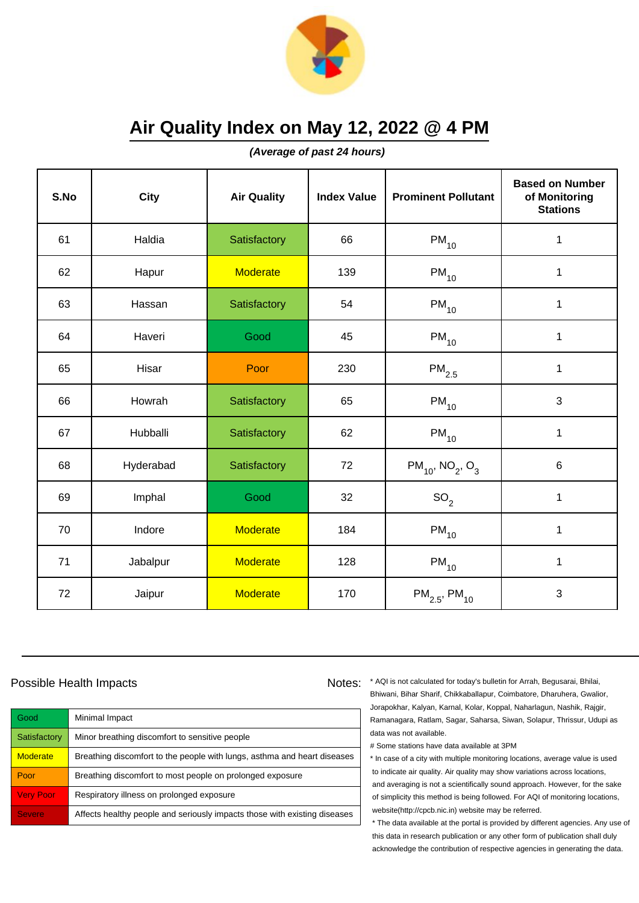# Air Quality Index on May 12, 2022 @ 4 PM

***(Average of past 24 hours)***

| S.No | City | Air Quality | Index Value | Prominent Pollutant | Based on Number of Monitoring Stations |
|---|---|---|---|---|---|
| 61 | Haldia | Satisfactory | 66 | $PM_{10}$ | 1 |
| 62 | Hapur | Moderate | 139 | $PM_{10}$ | 1 |
| 63 | Hassan | Satisfactory | 54 | $PM_{10}$ | 1 |
| 64 | Haveri | Good | 45 | $PM_{10}$ | 1 |
| 65 | Hisar | Poor | 230 | $PM_{2.5}$ | 1 |
| 66 | Howrah | Satisfactory | 65 | $PM_{10}$ | 3 |
| 67 | Hubballi | Satisfactory | 62 | $PM_{10}$ | 1 |
| 68 | Hyderabad | Satisfactory | 72 | $PM_{10}$, $NO_2$, $O_3$ | 6 |
| 69 | Imphal | Good | 32 | $SO_2$ | 1 |
| 70 | Indore | Moderate | 184 | $PM_{10}$ | 1 |
| 71 | Jabalpur | Moderate | 128 | $PM_{10}$ | 1 |
| 72 | Jaipur | Moderate | 170 | $PM_{2.5}$, $PM_{10}$ | 3 |

## Possible Health Impacts

| | |
|---|---|
| Good | Minimal Impact |
| Satisfactory | Minor breathing discomfort to sensitive people |
| Moderate | Breathing discomfort to the people with lungs, asthma and heart diseases |
| Poor | Breathing discomfort to most people on prolonged exposure |
| Very Poor | Respiratory illness on prolonged exposure |
| Severe | Affects healthy people and seriously impacts those with existing diseases |

Notes:

* AQI is not calculated for today's bulletin for Arrah, Begusarai, Bhilai, Bhiwani, Bihar Sharif, Chikkaballapur, Coimbatore, Dharuhera, Gwalior, Jorapokhar, Kalyan, Karnal, Kolar, Koppal, Naharlagun, Nashik, Rajgir, Ramanagara, Ratlam, Sagar, Saharsa, Siwan, Solapur, Thrissur, Udupi as data was not available.

# Some stations have data available at 3PM

* In case of a city with multiple monitoring locations, average value is used to indicate air quality. Air quality may show variations across locations, and averaging is not a scientifically sound approach. However, for the sake of simplicity this method is being followed. For AQI of monitoring locations, website(http://cpcb.nic.in) website may be referred.

* The data available at the portal is provided by different agencies. Any use of this data in research publication or any other form of publication shall duly acknowledge the contribution of respective agencies in generating the data.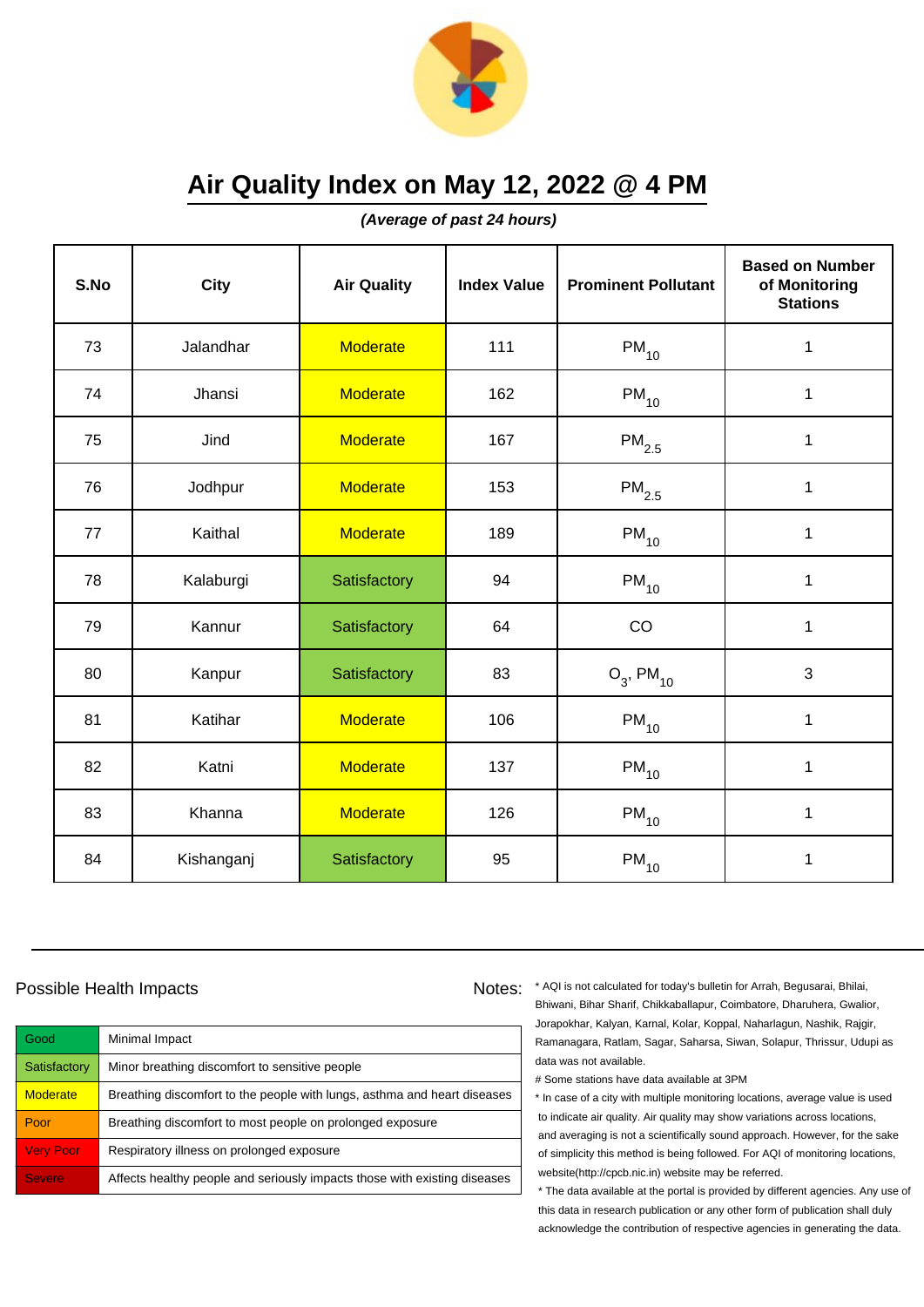# Air Quality Index on May 12, 2022 @ 4 PM

***(Average of past 24 hours)***

| S.No | City | Air Quality | Index Value | Prominent Pollutant | Based on Number of Monitoring Stations |
|---|---|---|---|---|---|
| 73 | Jalandhar | Moderate | 111 | $PM_{10}$ | 1 |
| 74 | Jhansi | Moderate | 162 | $PM_{10}$ | 1 |
| 75 | Jind | Moderate | 167 | $PM_{2.5}$ | 1 |
| 76 | Jodhpur | Moderate | 153 | $PM_{2.5}$ | 1 |
| 77 | Kaithal | Moderate | 189 | $PM_{10}$ | 1 |
| 78 | Kalaburgi | Satisfactory | 94 | $PM_{10}$ | 1 |
| 79 | Kannur | Satisfactory | 64 | CO | 1 |
| 80 | Kanpur | Satisfactory | 83 | $O_3$, $PM_{10}$ | 3 |
| 81 | Katihar | Moderate | 106 | $PM_{10}$ | 1 |
| 82 | Katni | Moderate | 137 | $PM_{10}$ | 1 |
| 83 | Khanna | Moderate | 126 | $PM_{10}$ | 1 |
| 84 | Kishanganj | Satisfactory | 95 | $PM_{10}$ | 1 |

## Possible Health Impacts

| | |
|---|---|
| Good | Minimal Impact |
| Satisfactory | Minor breathing discomfort to sensitive people |
| Moderate | Breathing discomfort to the people with lungs, asthma and heart diseases |
| Poor | Breathing discomfort to most people on prolonged exposure |
| Very Poor | Respiratory illness on prolonged exposure |
| Severe | Affects healthy people and seriously impacts those with existing diseases |

Notes:

* AQI is not calculated for today's bulletin for Arrah, Begusarai, Bhilai, Bhiwani, Bihar Sharif, Chikkaballapur, Coimbatore, Dharuhera, Gwalior, Jorapokhar, Kalyan, Karnal, Kolar, Koppal, Naharlagun, Nashik, Rajgir, Ramanagara, Ratlam, Sagar, Saharsa, Siwan, Solapur, Thrissur, Udupi as data was not available.

# Some stations have data available at 3PM

* In case of a city with multiple monitoring locations, average value is used to indicate air quality. Air quality may show variations across locations, and averaging is not a scientifically sound approach. However, for the sake of simplicity this method is being followed. For AQI of monitoring locations, website(http://cpcb.nic.in) website may be referred.

* The data available at the portal is provided by different agencies. Any use of this data in research publication or any other form of publication shall duly acknowledge the contribution of respective agencies in generating the data.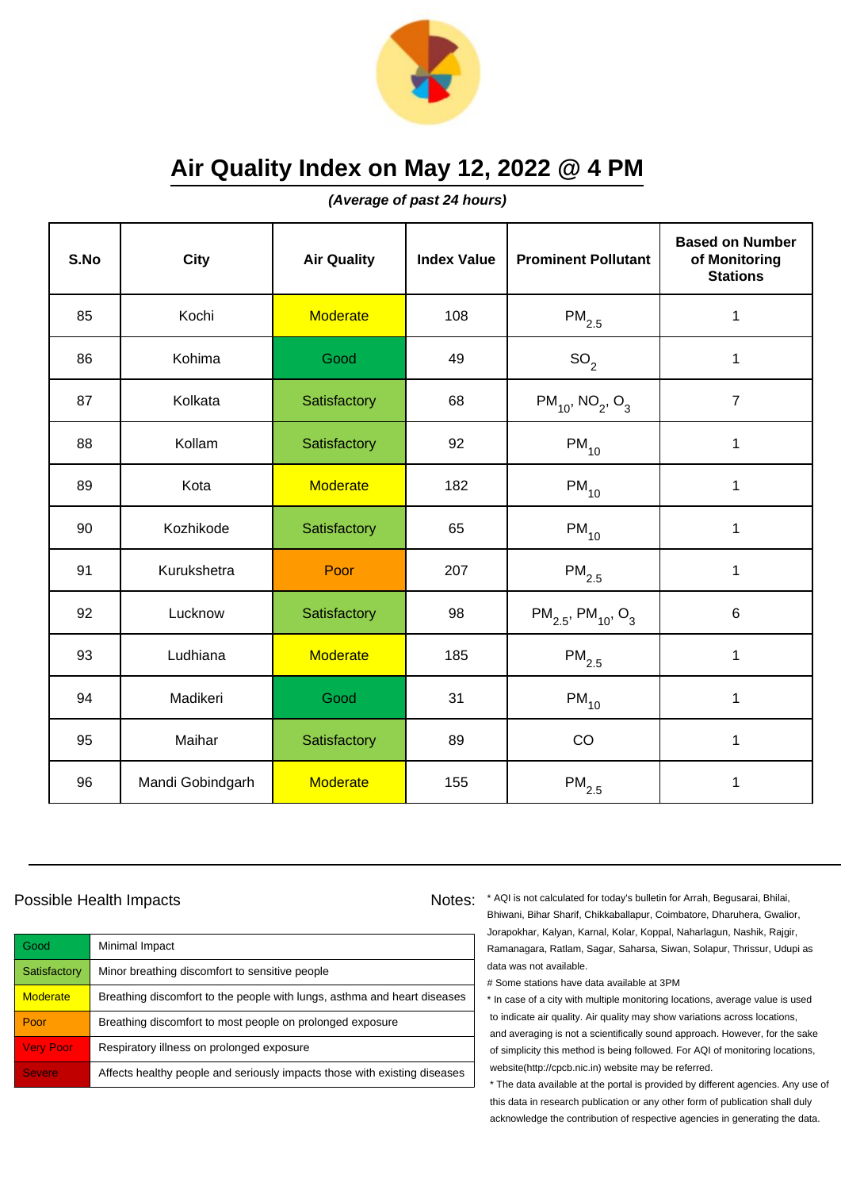# Air Quality Index on May 12, 2022 @ 4 PM

***(Average of past 24 hours)***

| S.No | City | Air Quality | Index Value | Prominent Pollutant | Based on Number of Monitoring Stations |
|---|---|---|---|---|---|
| 85 | Kochi | Moderate | 108 | $PM_{2.5}$ | 1 |
| 86 | Kohima | Good | 49 | $SO_2$ | 1 |
| 87 | Kolkata | Satisfactory | 68 | $PM_{10}$, $NO_2$, $O_3$ | 7 |
| 88 | Kollam | Satisfactory | 92 | $PM_{10}$ | 1 |
| 89 | Kota | Moderate | 182 | $PM_{10}$ | 1 |
| 90 | Kozhikode | Satisfactory | 65 | $PM_{10}$ | 1 |
| 91 | Kurukshetra | Poor | 207 | $PM_{2.5}$ | 1 |
| 92 | Lucknow | Satisfactory | 98 | $PM_{2.5}$, $PM_{10}$, $O_3$ | 6 |
| 93 | Ludhiana | Moderate | 185 | $PM_{2.5}$ | 1 |
| 94 | Madikeri | Good | 31 | $PM_{10}$ | 1 |
| 95 | Maihar | Satisfactory | 89 | CO | 1 |
| 96 | Mandi Gobindgarh | Moderate | 155 | $PM_{2.5}$ | 1 |

## Possible Health Impacts

| | |
|---|---|
| Good | Minimal Impact |
| Satisfactory | Minor breathing discomfort to sensitive people |
| Moderate | Breathing discomfort to the people with lungs, asthma and heart diseases |
| Poor | Breathing discomfort to most people on prolonged exposure |
| Very Poor | Respiratory illness on prolonged exposure |
| Severe | Affects healthy people and seriously impacts those with existing diseases |

Notes:

* AQI is not calculated for today's bulletin for Arrah, Begusarai, Bhilai, Bhiwani, Bihar Sharif, Chikkaballapur, Coimbatore, Dharuhera, Gwalior, Jorapokhar, Kalyan, Karnal, Kolar, Koppal, Naharlagun, Nashik, Rajgir, Ramanagara, Ratlam, Sagar, Saharsa, Siwan, Solapur, Thrissur, Udupi as data was not available.

# Some stations have data available at 3PM

* In case of a city with multiple monitoring locations, average value is used to indicate air quality. Air quality may show variations across locations, and averaging is not a scientifically sound approach. However, for the sake of simplicity this method is being followed. For AQI of monitoring locations, website(http://cpcb.nic.in) website may be referred.

* The data available at the portal is provided by different agencies. Any use of this data in research publication or any other form of publication shall duly acknowledge the contribution of respective agencies in generating the data.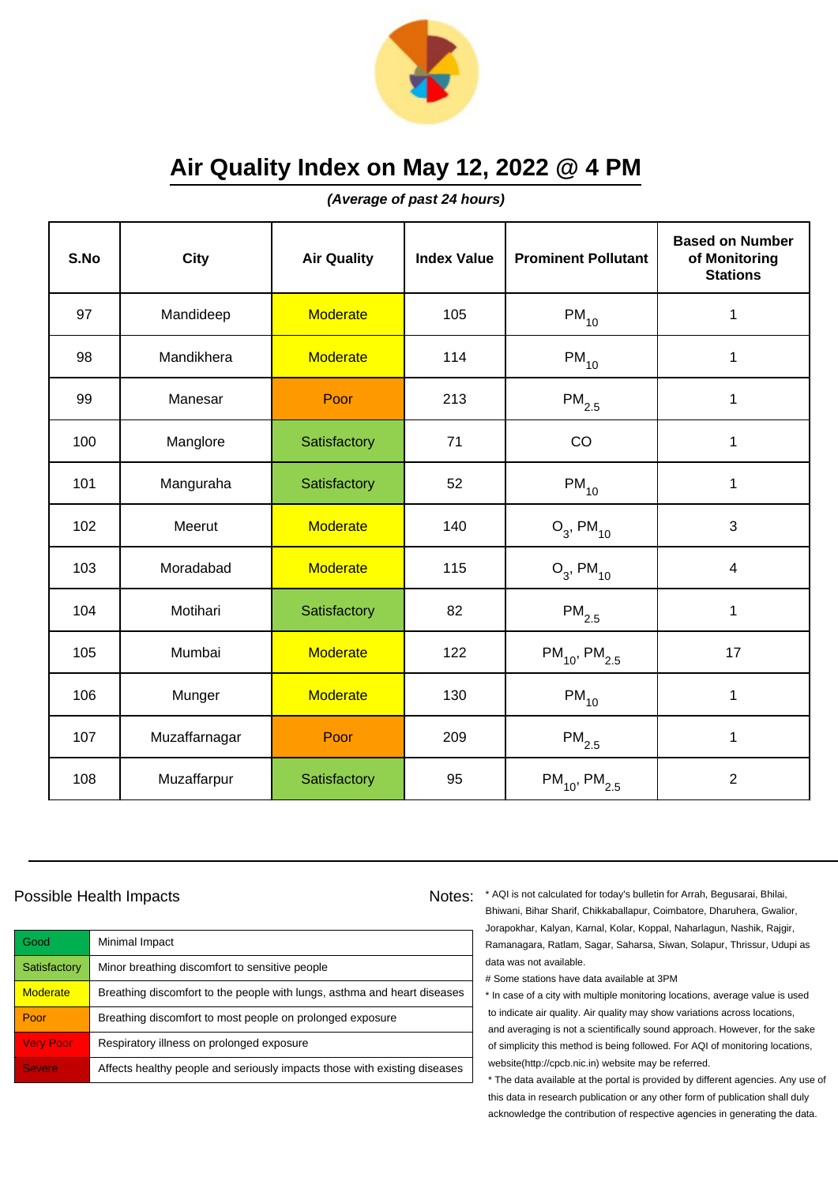# Air Quality Index on May 12, 2022 @ 4 PM

***(Average of past 24 hours)***

| S.No | City | Air Quality | Index Value | Prominent Pollutant | Based on Number of Monitoring Stations |
|---|---|---|---|---|---|
| 97 | Mandideep | Moderate | 105 | $PM_{10}$ | 1 |
| 98 | Mandikhera | Moderate | 114 | $PM_{10}$ | 1 |
| 99 | Manesar | Poor | 213 | $PM_{2.5}$ | 1 |
| 100 | Manglore | Satisfactory | 71 | CO | 1 |
| 101 | Manguraha | Satisfactory | 52 | $PM_{10}$ | 1 |
| 102 | Meerut | Moderate | 140 | $O_3$, $PM_{10}$ | 3 |
| 103 | Moradabad | Moderate | 115 | $O_3$, $PM_{10}$ | 4 |
| 104 | Motihari | Satisfactory | 82 | $PM_{2.5}$ | 1 |
| 105 | Mumbai | Moderate | 122 | $PM_{10}$, $PM_{2.5}$ | 17 |
| 106 | Munger | Moderate | 130 | $PM_{10}$ | 1 |
| 107 | Muzaffarnagar | Poor | 209 | $PM_{2.5}$ | 1 |
| 108 | Muzaffarpur | Satisfactory | 95 | $PM_{10}$, $PM_{2.5}$ | 2 |

## Possible Health Impacts

| Good | Minimal Impact |
|---|---|
| Satisfactory | Minor breathing discomfort to sensitive people |
| Moderate | Breathing discomfort to the people with lungs, asthma and heart diseases |
| Poor | Breathing discomfort to most people on prolonged exposure |
| Very Poor | Respiratory illness on prolonged exposure |
| Severe | Affects healthy people and seriously impacts those with existing diseases |

## Notes:

* AQI is not calculated for today's bulletin for Arrah, Begusarai, Bhilai, Bhiwani, Bihar Sharif, Chikkaballapur, Coimbatore, Dharuhera, Gwalior, Jorapokhar, Kalyan, Karnal, Kolar, Koppal, Naharlagun, Nashik, Rajgir, Ramanagara, Ratlam, Sagar, Saharsa, Siwan, Solapur, Thrissur, Udupi as data was not available.

# Some stations have data available at 3PM

* In case of a city with multiple monitoring locations, average value is used to indicate air quality. Air quality may show variations across locations, and averaging is not a scientifically sound approach. However, for the sake of simplicity this method is being followed. For AQI of monitoring locations, website(http://cpcb.nic.in) website may be referred.

* The data available at the portal is provided by different agencies. Any use of this data in research publication or any other form of publication shall duly acknowledge the contribution of respective agencies in generating the data.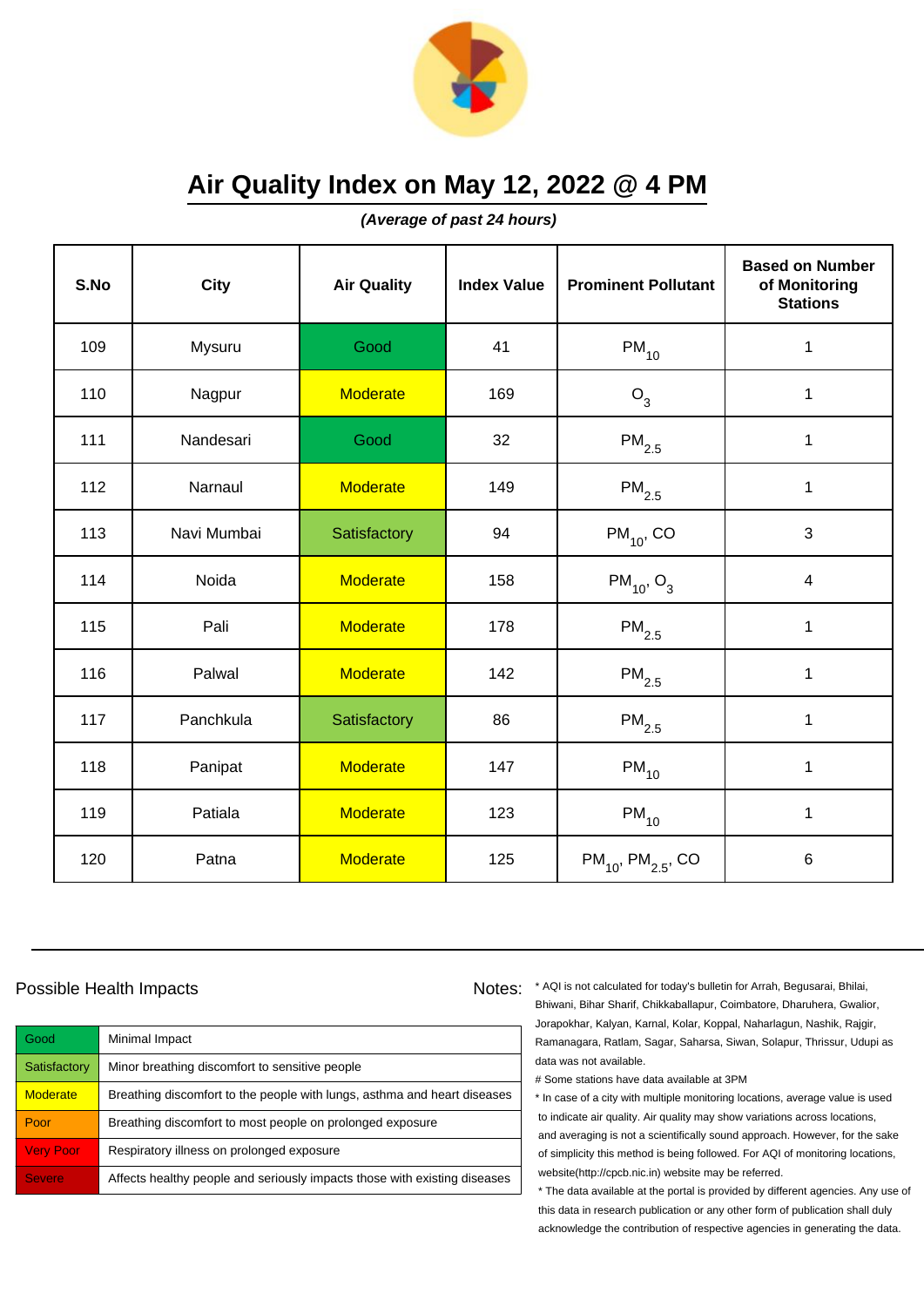# Air Quality Index on May 12, 2022 @ 4 PM

***(Average of past 24 hours)***

| S.No | City | Air Quality | Index Value | Prominent Pollutant | Based on Number of Monitoring Stations |
|---|---|---|---|---|---|
| 109 | Mysuru | Good | 41 | $PM_{10}$ | 1 |
| 110 | Nagpur | Moderate | 169 | $O_3$ | 1 |
| 111 | Nandesari | Good | 32 | $PM_{2.5}$ | 1 |
| 112 | Narnaul | Moderate | 149 | $PM_{2.5}$ | 1 |
| 113 | Navi Mumbai | Satisfactory | 94 | $PM_{10}$, CO | 3 |
| 114 | Noida | Moderate | 158 | $PM_{10}$, $O_3$ | 4 |
| 115 | Pali | Moderate | 178 | $PM_{2.5}$ | 1 |
| 116 | Palwal | Moderate | 142 | $PM_{2.5}$ | 1 |
| 117 | Panchkula | Satisfactory | 86 | $PM_{2.5}$ | 1 |
| 118 | Panipat | Moderate | 147 | $PM_{10}$ | 1 |
| 119 | Patiala | Moderate | 123 | $PM_{10}$ | 1 |
| 120 | Patna | Moderate | 125 | $PM_{10}$, $PM_{2.5}$, CO | 6 |

## Possible Health Impacts

| | |
|---|---|
| Good | Minimal Impact |
| Satisfactory | Minor breathing discomfort to sensitive people |
| Moderate | Breathing discomfort to the people with lungs, asthma and heart diseases |
| Poor | Breathing discomfort to most people on prolonged exposure |
| Very Poor | Respiratory illness on prolonged exposure |
| Severe | Affects healthy people and seriously impacts those with existing diseases |

## Notes:

* AQI is not calculated for today's bulletin for Arrah, Begusarai, Bhilai, Bhiwani, Bihar Sharif, Chikkaballapur, Coimbatore, Dharuhera, Gwalior, Jorapokhar, Kalyan, Karnal, Kolar, Koppal, Naharlagun, Nashik, Rajgir, Ramanagara, Ratlam, Sagar, Saharsa, Siwan, Solapur, Thrissur, Udupi as data was not available.

# Some stations have data available at 3PM

* In case of a city with multiple monitoring locations, average value is used to indicate air quality. Air quality may show variations across locations, and averaging is not a scientifically sound approach. However, for the sake of simplicity this method is being followed. For AQI of monitoring locations, website(http://cpcb.nic.in) website may be referred.

* The data available at the portal is provided by different agencies. Any use of this data in research publication or any other form of publication shall duly acknowledge the contribution of respective agencies in generating the data.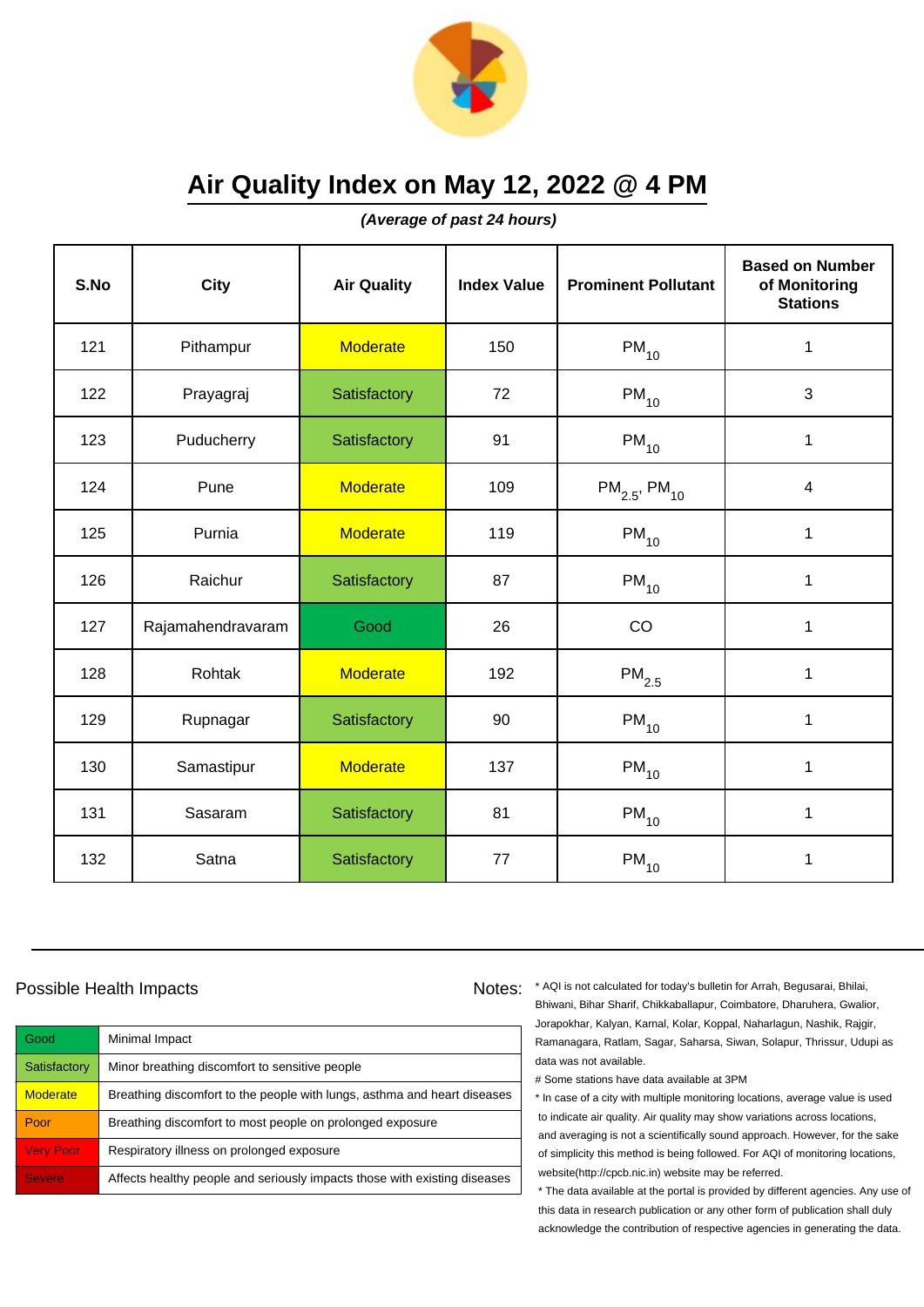# Air Quality Index on May 12, 2022 @ 4 PM

***(Average of past 24 hours)***

| S.No | City | Air Quality | Index Value | Prominent Pollutant | Based on Number of Monitoring Stations |
|---|---|---|---|---|---|
| 121 | Pithampur | Moderate | 150 | $PM_{10}$ | 1 |
| 122 | Prayagraj | Satisfactory | 72 | $PM_{10}$ | 3 |
| 123 | Puducherry | Satisfactory | 91 | $PM_{10}$ | 1 |
| 124 | Pune | Moderate | 109 | $PM_{2.5}$, $PM_{10}$ | 4 |
| 125 | Purnia | Moderate | 119 | $PM_{10}$ | 1 |
| 126 | Raichur | Satisfactory | 87 | $PM_{10}$ | 1 |
| 127 | Rajamahendravaram | Good | 26 | CO | 1 |
| 128 | Rohtak | Moderate | 192 | $PM_{2.5}$ | 1 |
| 129 | Rupnagar | Satisfactory | 90 | $PM_{10}$ | 1 |
| 130 | Samastipur | Moderate | 137 | $PM_{10}$ | 1 |
| 131 | Sasaram | Satisfactory | 81 | $PM_{10}$ | 1 |
| 132 | Satna | Satisfactory | 77 | $PM_{10}$ | 1 |

## Possible Health Impacts

| Good | Minimal Impact |
|---|---|
| Satisfactory | Minor breathing discomfort to sensitive people |
| Moderate | Breathing discomfort to the people with lungs, asthma and heart diseases |
| Poor | Breathing discomfort to most people on prolonged exposure |
| Very Poor | Respiratory illness on prolonged exposure |
| Severe | Affects healthy people and seriously impacts those with existing diseases |

Notes:

* AQI is not calculated for today's bulletin for Arrah, Begusarai, Bhilai, Bhiwani, Bihar Sharif, Chikkaballapur, Coimbatore, Dharuhera, Gwalior, Jorapokhar, Kalyan, Karnal, Kolar, Koppal, Naharlagun, Nashik, Rajgir, Ramanagara, Ratlam, Sagar, Saharsa, Siwan, Solapur, Thrissur, Udupi as data was not available.

# Some stations have data available at 3PM

* In case of a city with multiple monitoring locations, average value is used to indicate air quality. Air quality may show variations across locations, and averaging is not a scientifically sound approach. However, for the sake of simplicity this method is being followed. For AQI of monitoring locations, website(http://cpcb.nic.in) website may be referred.

* The data available at the portal is provided by different agencies. Any use of this data in research publication or any other form of publication shall duly acknowledge the contribution of respective agencies in generating the data.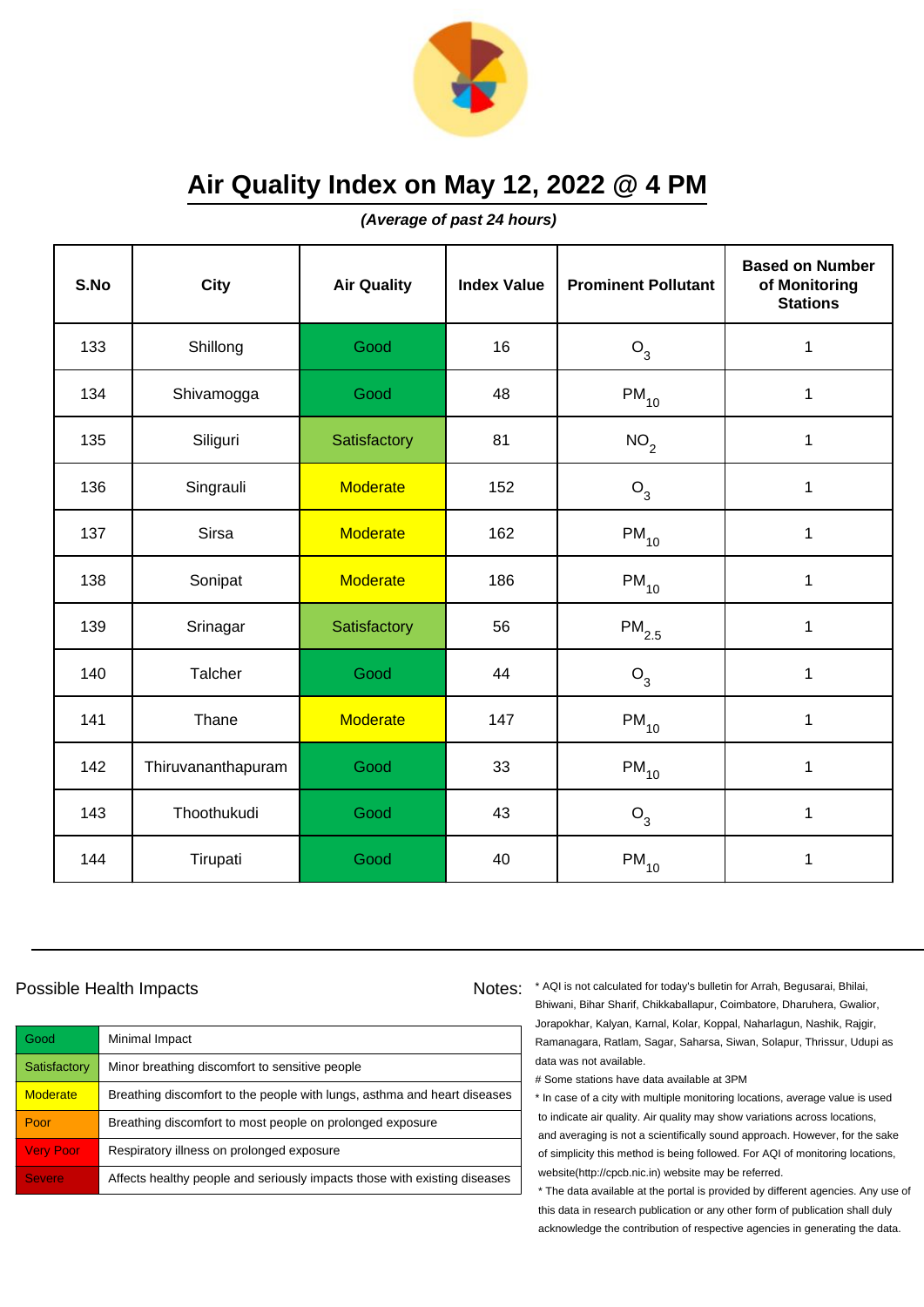# Air Quality Index on May 12, 2022 @ 4 PM

***(Average of past 24 hours)***

| S.No | City | Air Quality | Index Value | Prominent Pollutant | Based on Number of Monitoring Stations |
|---|---|---|---|---|---|
| 133 | Shillong | Good | 16 | $O_3$ | 1 |
| 134 | Shivamogga | Good | 48 | $PM_{10}$ | 1 |
| 135 | Siliguri | Satisfactory | 81 | $NO_2$ | 1 |
| 136 | Singrauli | Moderate | 152 | $O_3$ | 1 |
| 137 | Sirsa | Moderate | 162 | $PM_{10}$ | 1 |
| 138 | Sonipat | Moderate | 186 | $PM_{10}$ | 1 |
| 139 | Srinagar | Satisfactory | 56 | $PM_{2.5}$ | 1 |
| 140 | Talcher | Good | 44 | $O_3$ | 1 |
| 141 | Thane | Moderate | 147 | $PM_{10}$ | 1 |
| 142 | Thiruvananthapuram | Good | 33 | $PM_{10}$ | 1 |
| 143 | Thoothukudi | Good | 43 | $O_3$ | 1 |
| 144 | Tirupati | Good | 40 | $PM_{10}$ | 1 |

## Possible Health Impacts

| | |
|---|---|
| Good | Minimal Impact |
| Satisfactory | Minor breathing discomfort to sensitive people |
| Moderate | Breathing discomfort to the people with lungs, asthma and heart diseases |
| Poor | Breathing discomfort to most people on prolonged exposure |
| Very Poor | Respiratory illness on prolonged exposure |
| Severe | Affects healthy people and seriously impacts those with existing diseases |

Notes:

* AQI is not calculated for today's bulletin for Arrah, Begusarai, Bhilai, Bhiwani, Bihar Sharif, Chikkaballapur, Coimbatore, Dharuhera, Gwalior, Jorapokhar, Kalyan, Karnal, Kolar, Koppal, Naharlagun, Nashik, Rajgir, Ramanagara, Ratlam, Sagar, Saharsa, Siwan, Solapur, Thrissur, Udupi as data was not available.

# Some stations have data available at 3PM

* In case of a city with multiple monitoring locations, average value is used to indicate air quality. Air quality may show variations across locations, and averaging is not a scientifically sound approach. However, for the sake of simplicity this method is being followed. For AQI of monitoring locations, website(http://cpcb.nic.in) website may be referred.

* The data available at the portal is provided by different agencies. Any use of this data in research publication or any other form of publication shall duly acknowledge the contribution of respective agencies in generating the data.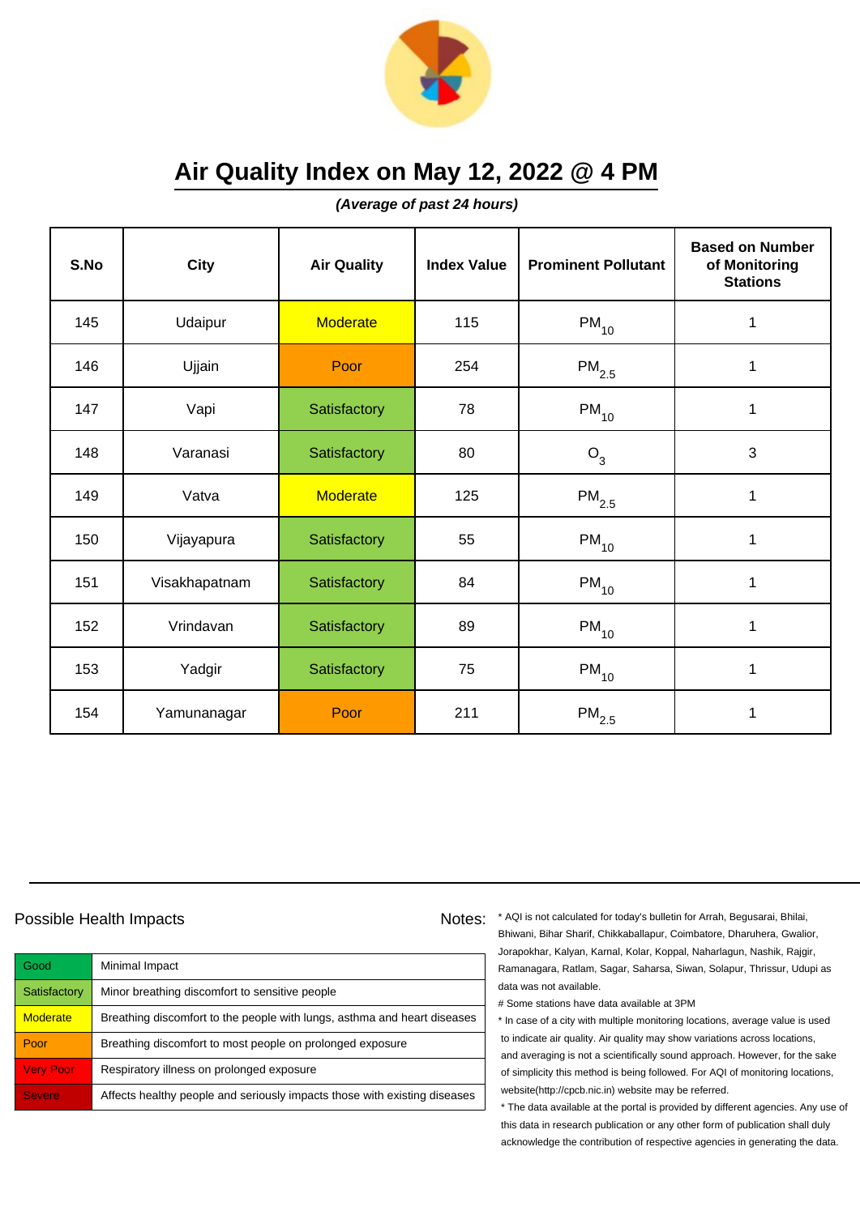# Air Quality Index on May 12, 2022 @ 4 PM

***(Average of past 24 hours)***

| S.No | City | Air Quality | Index Value | Prominent Pollutant | Based on Number of Monitoring Stations |
|---|---|---|---|---|---|
| 145 | Udaipur | Moderate | 115 | $PM_{10}$ | 1 |
| 146 | Ujjain | Poor | 254 | $PM_{2.5}$ | 1 |
| 147 | Vapi | Satisfactory | 78 | $PM_{10}$ | 1 |
| 148 | Varanasi | Satisfactory | 80 | $O_3$ | 3 |
| 149 | Vatva | Moderate | 125 | $PM_{2.5}$ | 1 |
| 150 | Vijayapura | Satisfactory | 55 | $PM_{10}$ | 1 |
| 151 | Visakhapatnam | Satisfactory | 84 | $PM_{10}$ | 1 |
| 152 | Vrindavan | Satisfactory | 89 | $PM_{10}$ | 1 |
| 153 | Yadgir | Satisfactory | 75 | $PM_{10}$ | 1 |
| 154 | Yamunanagar | Poor | 211 | $PM_{2.5}$ | 1 |

## Possible Health Impacts

| | |
|---|---|
| Good | Minimal Impact |
| Satisfactory | Minor breathing discomfort to sensitive people |
| Moderate | Breathing discomfort to the people with lungs, asthma and heart diseases |
| Poor | Breathing discomfort to most people on prolonged exposure |
| Very Poor | Respiratory illness on prolonged exposure |
| Severe | Affects healthy people and seriously impacts those with existing diseases |

Notes:

* AQI is not calculated for today's bulletin for Arrah, Begusarai, Bhilai, Bhiwani, Bihar Sharif, Chikkaballapur, Coimbatore, Dharuhera, Gwalior, Jorapokhar, Kalyan, Karnal, Kolar, Koppal, Naharlagun, Nashik, Rajgir, Ramanagara, Ratlam, Sagar, Saharsa, Siwan, Solapur, Thrissur, Udupi as data was not available.

# Some stations have data available at 3PM

* In case of a city with multiple monitoring locations, average value is used to indicate air quality. Air quality may show variations across locations, and averaging is not a scientifically sound approach. However, for the sake of simplicity this method is being followed. For AQI of monitoring locations, website(http://cpcb.nic.in) website may be referred.

* The data available at the portal is provided by different agencies. Any use of this data in research publication or any other form of publication shall duly acknowledge the contribution of respective agencies in generating the data.